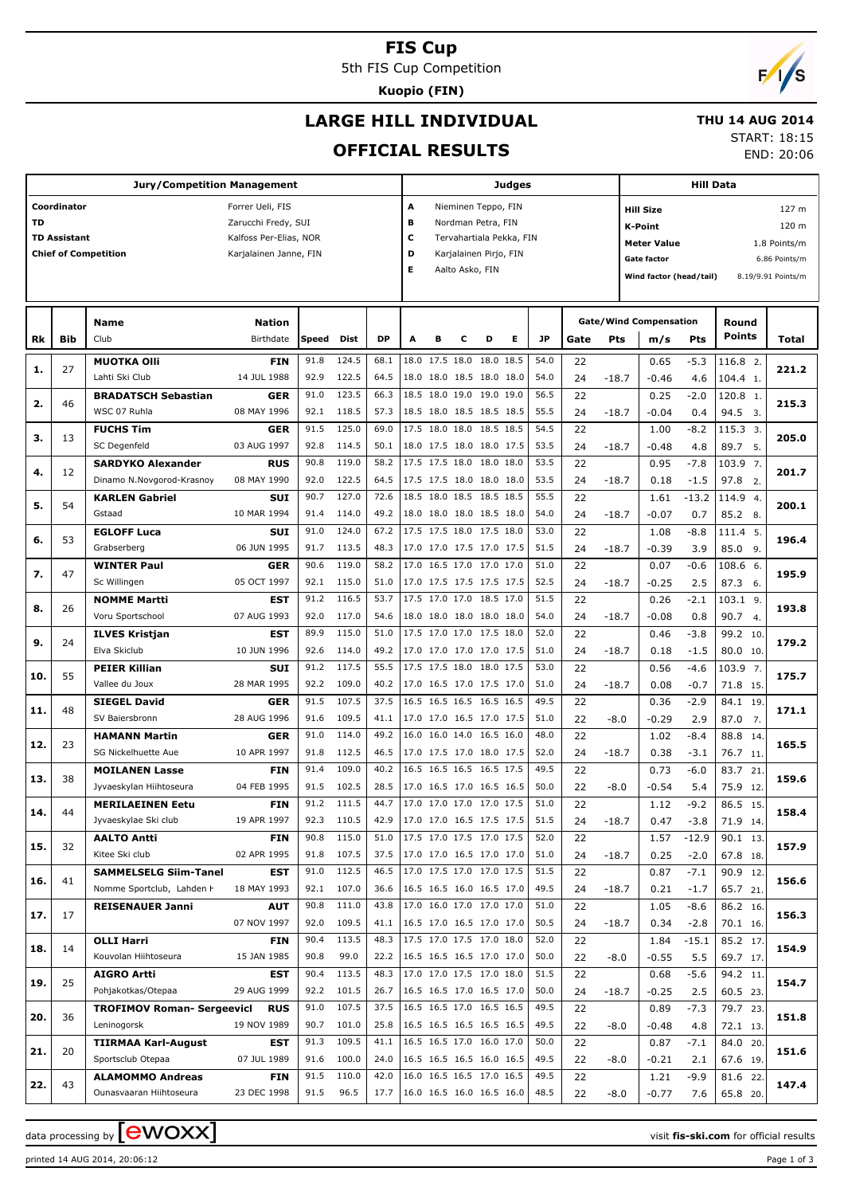# FIS Cup

5th FIS Cup Competition

**Kuopio (FIN)**

## LARGE HILL INDIVIDUAL

## OFFICIAL RESULTS

**THU 14 AUG 2014**

START: 18:15

END: 20:06

| Jury/Competition Management | | Judges | | Hill Data | |
|---|---|---|---|---|---|
| Coordinator | Forrer Ueli, FIS | A | Nieminen Teppo, FIN | Hill Size | 127 m |
| TD | Zarucchi Fredy, SUI | B | Nordman Petra, FIN | K-Point | 120 m |
| TD Assistant | Kalfoss Per-Elias, NOR | C | Tervahartiala Pekka, FIN | Meter Value | 1.8 Points/m |
| Chief of Competition | Karjalainen Janne, FIN | D | Karjalainen Pirjo, FIN | Gate factor | 6.86 Points/m |
| | | E | Aalto Asko, FIN | Wind factor (head/tail) | 8.19/9.91 Points/m |

| Rk | Bib | Name / Club | Nation / Birthdate | Speed | Dist | DP | A | B | C | D | E | JP | Gate | Pts | m/s | Pts | Round Points | Total |
|---|---|---|---|---|---|---|---|---|---|---|---|---|---|---|---|---|---|---|
| 1. | 27 | **MUOTKA Olli** | **FIN** | 91.8 | 124.5 | 68.1 | 18.0 | 17.5 | 18.0 | 18.0 | 18.5 | 54.0 | 22 | | 0.65 | -5.3 | 116.8 2. | 221.2 |
| | | Lahti Ski Club | 14 JUL 1988 | 92.9 | 122.5 | 64.5 | 18.0 | 18.0 | 18.5 | 18.0 | 18.0 | 54.0 | 24 | -18.7 | -0.46 | 4.6 | 104.4 1. | |
| 2. | 46 | **BRADATSCH Sebastian** | **GER** | 91.0 | 123.5 | 66.3 | 18.5 | 18.0 | 19.0 | 19.0 | 19.0 | 56.5 | 22 | | 0.25 | -2.0 | 120.8 1. | 215.3 |
| | | WSC 07 Ruhla | 08 MAY 1996 | 92.1 | 118.5 | 57.3 | 18.5 | 18.0 | 18.5 | 18.5 | 18.5 | 55.5 | 24 | -18.7 | -0.04 | 0.4 | 94.5 3. | |
| 3. | 13 | **FUCHS Tim** | **GER** | 91.5 | 125.0 | 69.0 | 17.5 | 18.0 | 18.0 | 18.5 | 18.5 | 54.5 | 22 | | 1.00 | -8.2 | 115.3 3. | 205.0 |
| | | SC Degenfeld | 03 AUG 1997 | 92.8 | 114.5 | 50.1 | 18.0 | 17.5 | 18.0 | 18.0 | 17.5 | 53.5 | 24 | -18.7 | -0.48 | 4.8 | 89.7 5. | |
| 4. | 12 | **SARDYKO Alexander** | **RUS** | 90.8 | 119.0 | 58.2 | 17.5 | 17.5 | 18.0 | 18.0 | 18.0 | 53.5 | 22 | | 0.95 | -7.8 | 103.9 7. | 201.7 |
| | | Dinamo N.Novgorod-Krasnoy | 08 MAY 1990 | 92.0 | 122.5 | 64.5 | 17.5 | 17.5 | 18.0 | 18.0 | 18.0 | 53.5 | 24 | -18.7 | 0.18 | -1.5 | 97.8 2. | |
| 5. | 54 | **KARLEN Gabriel** | **SUI** | 90.7 | 127.0 | 72.6 | 18.5 | 18.0 | 18.5 | 18.5 | 18.5 | 55.5 | 22 | | 1.61 | -13.2 | 114.9 4. | 200.1 |
| | | Gstaad | 10 MAR 1994 | 91.4 | 114.0 | 49.2 | 18.0 | 18.0 | 18.0 | 18.5 | 18.0 | 54.0 | 24 | -18.7 | -0.07 | 0.7 | 85.2 8. | |
| 6. | 53 | **EGLOFF Luca** | **SUI** | 91.0 | 124.0 | 67.2 | 17.5 | 17.5 | 18.0 | 17.5 | 18.0 | 53.0 | 22 | | 1.08 | -8.8 | 111.4 5. | 196.4 |
| | | Grabserberg | 06 JUN 1995 | 91.7 | 113.5 | 48.3 | 17.0 | 17.0 | 17.5 | 17.0 | 17.5 | 51.5 | 24 | -18.7 | -0.39 | 3.9 | 85.0 9. | |
| 7. | 47 | **WINTER Paul** | **GER** | 90.6 | 119.0 | 58.2 | 17.0 | 16.5 | 17.0 | 17.0 | 17.0 | 51.0 | 22 | | 0.07 | -0.6 | 108.6 6. | 195.9 |
| | | Sc Willingen | 05 OCT 1997 | 92.1 | 115.0 | 51.0 | 17.0 | 17.5 | 17.5 | 17.5 | 17.5 | 52.5 | 24 | -18.7 | -0.25 | 2.5 | 87.3 6. | |
| 8. | 26 | **NOMME Martti** | **EST** | 91.2 | 116.5 | 53.7 | 17.5 | 17.0 | 17.0 | 18.5 | 17.0 | 51.5 | 22 | | 0.26 | -2.1 | 103.1 9. | 193.8 |
| | | Voru Sportschool | 07 AUG 1993 | 92.0 | 117.0 | 54.6 | 18.0 | 18.0 | 18.0 | 18.0 | 18.0 | 54.0 | 24 | -18.7 | -0.08 | 0.8 | 90.7 4. | |
| 9. | 24 | **ILVES Kristjan** | **EST** | 89.9 | 115.0 | 51.0 | 17.5 | 17.0 | 17.0 | 17.5 | 18.0 | 52.0 | 22 | | 0.46 | -3.8 | 99.2 10. | 179.2 |
| | | Elva Skiclub | 10 JUN 1996 | 92.6 | 114.0 | 49.2 | 17.0 | 17.0 | 17.0 | 17.0 | 17.5 | 51.0 | 24 | -18.7 | 0.18 | -1.5 | 80.0 10. | |
| 10. | 55 | **PEIER Killian** | **SUI** | 91.2 | 117.5 | 55.5 | 17.5 | 17.5 | 18.0 | 18.0 | 17.5 | 53.0 | 22 | | 0.56 | -4.6 | 103.9 7. | 175.7 |
| | | Vallee du Joux | 28 MAR 1995 | 92.2 | 109.0 | 40.2 | 17.0 | 16.5 | 17.0 | 17.5 | 17.0 | 51.0 | 24 | -18.7 | 0.08 | -0.7 | 71.8 15. | |
| 11. | 48 | **SIEGEL David** | **GER** | 91.5 | 107.5 | 37.5 | 16.5 | 16.5 | 16.5 | 16.5 | 16.5 | 49.5 | 22 | | 0.36 | -2.9 | 84.1 19. | 171.1 |
| | | SV Baiersbronn | 28 AUG 1996 | 91.6 | 109.5 | 41.1 | 17.0 | 17.0 | 16.5 | 17.0 | 17.5 | 51.0 | 22 | -8.0 | -0.29 | 2.9 | 87.0 7. | |
| 12. | 23 | **HAMANN Martin** | **GER** | 91.0 | 114.0 | 49.2 | 16.0 | 16.0 | 14.0 | 16.5 | 16.0 | 48.0 | 22 | | 1.02 | -8.4 | 88.8 14. | 165.5 |
| | | SG Nickelhuette Aue | 10 APR 1997 | 91.8 | 112.5 | 46.5 | 17.0 | 17.5 | 17.0 | 18.0 | 17.5 | 52.0 | 24 | -18.7 | 0.38 | -3.1 | 76.7 11. | |
| 13. | 38 | **MOILANEN Lasse** | **FIN** | 91.4 | 109.0 | 40.2 | 16.5 | 16.5 | 16.5 | 16.5 | 17.5 | 49.5 | 22 | | 0.73 | -6.0 | 83.7 21. | 159.6 |
| | | Jyvaeskylan Hiihtoseura | 04 FEB 1995 | 91.5 | 102.5 | 28.5 | 17.0 | 16.5 | 17.0 | 16.5 | 16.5 | 50.0 | 22 | -8.0 | -0.54 | 5.4 | 75.9 12. | |
| 14. | 44 | **MERILAEINEN Eetu** | **FIN** | 91.2 | 111.5 | 44.7 | 17.0 | 17.0 | 17.0 | 17.0 | 17.5 | 51.0 | 22 | | 1.12 | -9.2 | 86.5 15. | 158.4 |
| | | Jyvaeskylae Ski club | 19 APR 1997 | 92.3 | 110.5 | 42.9 | 17.0 | 17.0 | 16.5 | 17.5 | 17.5 | 51.5 | 24 | -18.7 | 0.47 | -3.8 | 71.9 14. | |
| 15. | 32 | **AALTO Antti** | **FIN** | 90.8 | 115.0 | 51.0 | 17.5 | 17.0 | 17.5 | 17.0 | 17.5 | 52.0 | 22 | | 1.57 | -12.9 | 90.1 13. | 157.9 |
| | | Kitee Ski club | 02 APR 1995 | 91.8 | 107.5 | 37.5 | 17.0 | 17.0 | 16.5 | 17.0 | 17.0 | 51.0 | 24 | -18.7 | 0.25 | -2.0 | 67.8 18. | |
| 16. | 41 | **SAMMELSELG Siim-Tanel** | **EST** | 91.0 | 112.5 | 46.5 | 17.0 | 17.5 | 17.0 | 17.0 | 17.5 | 51.5 | 22 | | 0.87 | -7.1 | 90.9 12. | 156.6 |
| | | Nomme Sportclub, Lahden H | 18 MAY 1993 | 92.1 | 107.0 | 36.6 | 16.5 | 16.5 | 16.0 | 16.5 | 17.0 | 49.5 | 24 | -18.7 | 0.21 | -1.7 | 65.7 21. | |
| 17. | 17 | **REISENAUER Janni** | **AUT** | 90.8 | 111.0 | 43.8 | 17.0 | 16.0 | 17.0 | 17.0 | 17.0 | 51.0 | 22 | | 1.05 | -8.6 | 86.2 16. | 156.3 |
| | | | 07 NOV 1997 | 92.0 | 109.5 | 41.1 | 16.5 | 17.0 | 16.5 | 17.0 | 17.0 | 50.5 | 24 | -18.7 | 0.34 | -2.8 | 70.1 16. | |
| 18. | 14 | **OLLI Harri** | **FIN** | 90.4 | 113.5 | 48.3 | 17.5 | 17.0 | 17.5 | 17.0 | 18.0 | 52.0 | 22 | | 1.84 | -15.1 | 85.2 17. | 154.9 |
| | | Kouvolan Hiihtoseura | 15 JAN 1985 | 90.8 | 99.0 | 22.2 | 16.5 | 16.5 | 16.5 | 17.0 | 17.0 | 50.0 | 22 | -8.0 | -0.55 | 5.5 | 69.7 17. | |
| 19. | 25 | **AIGRO Artti** | **EST** | 90.4 | 113.5 | 48.3 | 17.0 | 17.0 | 17.5 | 17.0 | 18.0 | 51.5 | 22 | | 0.68 | -5.6 | 94.2 11. | 154.7 |
| | | Pohjakotkas/Otepaa | 29 AUG 1999 | 92.2 | 101.5 | 26.7 | 16.5 | 16.5 | 17.0 | 16.5 | 17.0 | 50.0 | 24 | -18.7 | -0.25 | 2.5 | 60.5 23. | |
| 20. | 36 | **TROFIMOV Roman- Sergeevicl** | **RUS** | 91.0 | 107.5 | 37.5 | 16.5 | 16.5 | 17.0 | 16.5 | 16.5 | 49.5 | 22 | | 0.89 | -7.3 | 79.7 23. | 151.8 |
| | | Leninogorsk | 19 NOV 1989 | 90.7 | 101.0 | 25.8 | 16.5 | 16.5 | 16.5 | 16.5 | 16.5 | 49.5 | 22 | -8.0 | -0.48 | 4.8 | 72.1 13. | |
| 21. | 20 | **TIIRMAA Karl-August** | **EST** | 91.3 | 109.5 | 41.1 | 16.5 | 16.5 | 17.0 | 16.0 | 17.0 | 50.0 | 22 | | 0.87 | -7.1 | 84.0 20. | 151.6 |
| | | Sportsclub Otepaa | 07 JUL 1989 | 91.6 | 100.0 | 24.0 | 16.5 | 16.5 | 16.5 | 16.0 | 16.5 | 49.5 | 22 | -8.0 | -0.21 | 2.1 | 67.6 19. | |
| 22. | 43 | **ALAMOMMO Andreas** | **FIN** | 91.5 | 110.0 | 42.0 | 16.0 | 16.5 | 16.5 | 17.0 | 16.5 | 49.5 | 22 | | 1.21 | -9.9 | 81.6 22. | 147.4 |
| | | Ounasvaaran Hiihtoseura | 23 DEC 1998 | 91.5 | 96.5 | 17.7 | 16.0 | 16.5 | 16.0 | 16.5 | 16.0 | 48.5 | 22 | -8.0 | -0.77 | 7.6 | 65.8 20. | |

data processing by ewoxx — visit fis-ski.com for official results

printed 14 AUG 2014, 20:06:12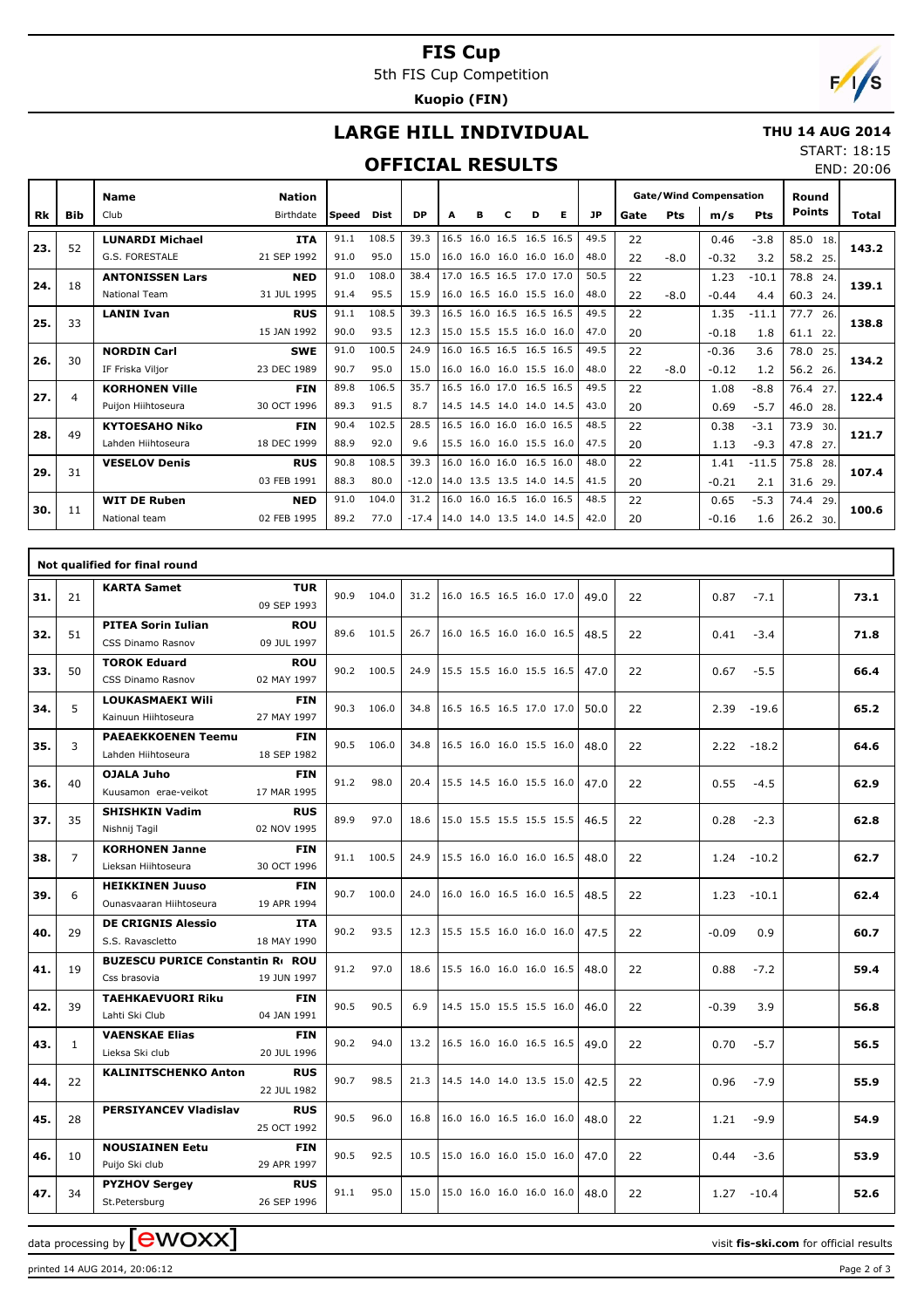# FIS Cup

5th FIS Cup Competition

**Kuopio (FIN)**

## LARGE HILL INDIVIDUAL

**THU 14 AUG 2014**

START: 18:15

END: 20:06

## OFFICIAL RESULTS

| Rk | Bib | Name / Club | Nation / Birthdate | Speed | Dist | DP | A | B | C | D | E | JP | Gate | Pts | m/s | Pts | Round Points | Total |
|---|---|---|---|---|---|---|---|---|---|---|---|---|---|---|---|---|---|---|
| 23. | 52 | LUNARDI Michael | ITA | 91.1 | 108.5 | 39.3 | 16.5 | 16.0 | 16.5 | 16.5 | 16.5 | 49.5 | 22 | | 0.46 | -3.8 | 85.0 18. | 143.2 |
| | | G.S. FORESTALE | 21 SEP 1992 | 91.0 | 95.0 | 15.0 | 16.0 | 16.0 | 16.0 | 16.0 | 16.0 | 48.0 | 22 | -8.0 | -0.32 | 3.2 | 58.2 25. | |
| 24. | 18 | ANTONISSEN Lars | NED | 91.0 | 108.0 | 38.4 | 17.0 | 16.5 | 16.5 | 17.0 | 17.0 | 50.5 | 22 | | 1.23 | -10.1 | 78.8 24. | 139.1 |
| | | National Team | 31 JUL 1995 | 91.4 | 95.5 | 15.9 | 16.0 | 16.5 | 16.0 | 15.5 | 16.0 | 48.0 | 22 | -8.0 | -0.44 | 4.4 | 60.3 24. | |
| 25. | 33 | LANIN Ivan | RUS | 91.1 | 108.5 | 39.3 | 16.5 | 16.0 | 16.5 | 16.5 | 16.5 | 49.5 | 22 | | 1.35 | -11.1 | 77.7 26. | 138.8 |
| | | | 15 JAN 1992 | 90.0 | 93.5 | 12.3 | 15.0 | 15.5 | 15.5 | 16.0 | 16.0 | 47.0 | 20 | | -0.18 | 1.8 | 61.1 22. | |
| 26. | 30 | NORDIN Carl | SWE | 91.0 | 100.5 | 24.9 | 16.0 | 16.5 | 16.5 | 16.5 | 16.5 | 49.5 | 22 | | -0.36 | 3.6 | 78.0 25. | 134.2 |
| | | IF Friska Viljor | 23 DEC 1989 | 90.7 | 95.0 | 15.0 | 16.0 | 16.0 | 16.0 | 15.5 | 16.0 | 48.0 | 22 | -8.0 | -0.12 | 1.2 | 56.2 26. | |
| 27. | 4 | KORHONEN Ville | FIN | 89.8 | 106.5 | 35.7 | 16.5 | 16.0 | 17.0 | 16.5 | 16.5 | 49.5 | 22 | | 1.08 | -8.8 | 76.4 27. | 122.4 |
| | | Puijon Hiihtoseura | 30 OCT 1996 | 89.3 | 91.5 | 8.7 | 14.5 | 14.5 | 14.0 | 14.0 | 14.5 | 43.0 | 20 | | 0.69 | -5.7 | 46.0 28. | |
| 28. | 49 | KYTOESAHO Niko | FIN | 90.4 | 102.5 | 28.5 | 16.5 | 16.0 | 16.0 | 16.0 | 16.5 | 48.5 | 22 | | 0.38 | -3.1 | 73.9 30. | 121.7 |
| | | Lahden Hiihtoseura | 18 DEC 1999 | 88.9 | 92.0 | 9.6 | 15.5 | 16.0 | 16.0 | 15.5 | 16.0 | 47.5 | 20 | | 1.13 | -9.3 | 47.8 27. | |
| 29. | 31 | VESELOV Denis | RUS | 90.8 | 108.5 | 39.3 | 16.0 | 16.0 | 16.0 | 16.5 | 16.0 | 48.0 | 22 | | 1.41 | -11.5 | 75.8 28. | 107.4 |
| | | | 03 FEB 1991 | 88.3 | 80.0 | -12.0 | 14.0 | 13.5 | 13.5 | 14.0 | 14.5 | 41.5 | 20 | | -0.21 | 2.1 | 31.6 29. | |
| 30. | 11 | WIT DE Ruben | NED | 91.0 | 104.0 | 31.2 | 16.0 | 16.0 | 16.5 | 16.0 | 16.5 | 48.5 | 22 | | 0.65 | -5.3 | 74.4 29. | 100.6 |
| | | National team | 02 FEB 1995 | 89.2 | 77.0 | -17.4 | 14.0 | 14.0 | 13.5 | 14.0 | 14.5 | 42.0 | 20 | | -0.16 | 1.6 | 26.2 30. | |

### Not qualified for final round

| Rk | Bib | Name / Club | Nation / Birthdate | Speed | Dist | DP | A | B | C | D | E | JP | Gate | Pts | m/s | Pts | Round Points | Total |
|---|---|---|---|---|---|---|---|---|---|---|---|---|---|---|---|---|---|---|
| 31. | 21 | KARTA Samet | TUR / 09 SEP 1993 | 90.9 | 104.0 | 31.2 | 16.0 | 16.5 | 16.5 | 16.0 | 17.0 | 49.0 | 22 | | 0.87 | -7.1 | | 73.1 |
| 32. | 51 | PITEA Sorin Iulian / CSS Dinamo Rasnov | ROU / 09 JUL 1997 | 89.6 | 101.5 | 26.7 | 16.0 | 16.5 | 16.0 | 16.0 | 16.5 | 48.5 | 22 | | 0.41 | -3.4 | | 71.8 |
| 33. | 50 | TOROK Eduard / CSS Dinamo Rasnov | ROU / 02 MAY 1997 | 90.2 | 100.5 | 24.9 | 15.5 | 15.5 | 16.0 | 15.5 | 16.5 | 47.0 | 22 | | 0.67 | -5.5 | | 66.4 |
| 34. | 5 | LOUKASMAEKI Wili / Kainuun Hiihtoseura | FIN / 27 MAY 1997 | 90.3 | 106.0 | 34.8 | 16.5 | 16.5 | 16.5 | 17.0 | 17.0 | 50.0 | 22 | | 2.39 | -19.6 | | 65.2 |
| 35. | 3 | PAEAEKKOENEN Teemu / Lahden Hiihtoseura | FIN / 18 SEP 1982 | 90.5 | 106.0 | 34.8 | 16.5 | 16.0 | 16.0 | 15.5 | 16.0 | 48.0 | 22 | | 2.22 | -18.2 | | 64.6 |
| 36. | 40 | OJALA Juho / Kuusamon erae-veikot | FIN / 17 MAR 1995 | 91.2 | 98.0 | 20.4 | 15.5 | 14.5 | 16.0 | 15.5 | 16.0 | 47.0 | 22 | | 0.55 | -4.5 | | 62.9 |
| 37. | 35 | SHISHKIN Vadim / Nishnij Tagil | RUS / 02 NOV 1995 | 89.9 | 97.0 | 18.6 | 15.0 | 15.5 | 15.5 | 15.5 | 15.5 | 46.5 | 22 | | 0.28 | -2.3 | | 62.8 |
| 38. | 7 | KORHONEN Janne / Lieksan Hiihtoseura | FIN / 30 OCT 1996 | 91.1 | 100.5 | 24.9 | 15.5 | 16.0 | 16.0 | 16.0 | 16.5 | 48.0 | 22 | | 1.24 | -10.2 | | 62.7 |
| 39. | 6 | HEIKKINEN Juuso / Ounasvaaran Hiihtoseura | FIN / 19 APR 1994 | 90.7 | 100.0 | 24.0 | 16.0 | 16.0 | 16.5 | 16.0 | 16.5 | 48.5 | 22 | | 1.23 | -10.1 | | 62.4 |
| 40. | 29 | DE CRIGNIS Alessio / S.S. Ravascletto | ITA / 18 MAY 1990 | 90.2 | 93.5 | 12.3 | 15.5 | 15.5 | 16.0 | 16.0 | 16.0 | 47.5 | 22 | | -0.09 | 0.9 | | 60.7 |
| 41. | 19 | BUZESCU PURICE Constantin R( / Css brasovia | ROU / 19 JUN 1997 | 91.2 | 97.0 | 18.6 | 15.5 | 16.0 | 16.0 | 16.0 | 16.5 | 48.0 | 22 | | 0.88 | -7.2 | | 59.4 |
| 42. | 39 | TAEHKAEVUORI Riku / Lahti Ski Club | FIN / 04 JAN 1991 | 90.5 | 90.5 | 6.9 | 14.5 | 15.0 | 15.5 | 15.5 | 16.0 | 46.0 | 22 | | -0.39 | 3.9 | | 56.8 |
| 43. | 1 | VAENSKAE Elias / Lieksa Ski club | FIN / 20 JUL 1996 | 90.2 | 94.0 | 13.2 | 16.5 | 16.0 | 16.0 | 16.5 | 16.5 | 49.0 | 22 | | 0.70 | -5.7 | | 56.5 |
| 44. | 22 | KALINITSCHENKO Anton | RUS / 22 JUL 1982 | 90.7 | 98.5 | 21.3 | 14.5 | 14.0 | 14.0 | 13.5 | 15.0 | 42.5 | 22 | | 0.96 | -7.9 | | 55.9 |
| 45. | 28 | PERSIYANCEV Vladislav | RUS / 25 OCT 1992 | 90.5 | 96.0 | 16.8 | 16.0 | 16.0 | 16.5 | 16.0 | 16.0 | 48.0 | 22 | | 1.21 | -9.9 | | 54.9 |
| 46. | 10 | NOUSIAINEN Eetu / Puijo Ski club | FIN / 29 APR 1997 | 90.5 | 92.5 | 10.5 | 15.0 | 16.0 | 16.0 | 15.0 | 16.0 | 47.0 | 22 | | 0.44 | -3.6 | | 53.9 |
| 47. | 34 | PYZHOV Sergey / St.Petersburg | RUS / 26 SEP 1996 | 91.1 | 95.0 | 15.0 | 15.0 | 16.0 | 16.0 | 16.0 | 16.0 | 48.0 | 22 | | 1.27 | -10.4 | | 52.6 |

data processing by ewoxx — visit fis-ski.com for official results

printed 14 AUG 2014, 20:06:12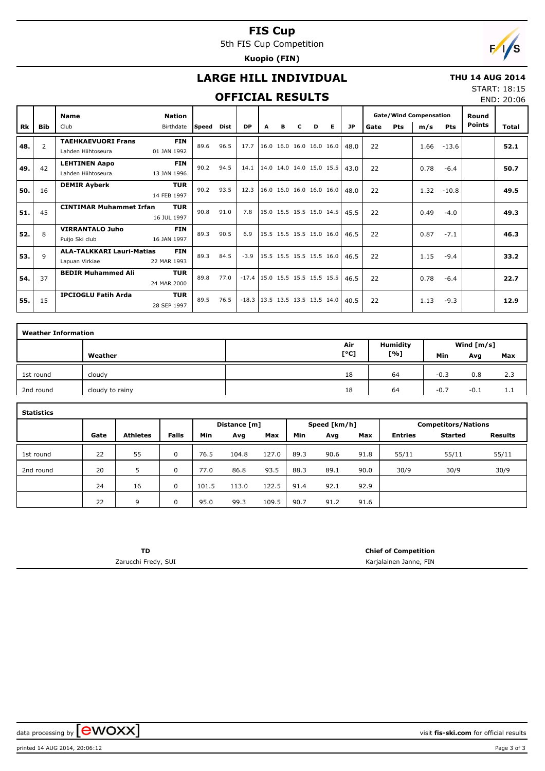# FIS Cup

5th FIS Cup Competition

**Kuopio (FIN)**

## LARGE HILL INDIVIDUAL

**THU 14 AUG 2014**

START: 18:15

END: 20:06

## OFFICIAL RESULTS

| Rk | Bib | Name / Club | Nation / Birthdate | Speed | Dist | DP | A | B | C | D | E | JP | Gate | Pts | m/s | Pts | Round Points | Total |
|---|---|---|---|---|---|---|---|---|---|---|---|---|---|---|---|---|---|---|
| 48. | 2 | **TAEHKAEVUORI Frans** Lahden Hiihtoseura | **FIN** 01 JAN 1992 | 89.6 | 96.5 | 17.7 | 16.0 | 16.0 | 16.0 | 16.0 | 16.0 | 48.0 | 22 | | 1.66 | -13.6 | | **52.1** |
| 49. | 42 | **LEHTINEN Aapo** Lahden Hiihtoseura | **FIN** 13 JAN 1996 | 90.2 | 94.5 | 14.1 | 14.0 | 14.0 | 14.0 | 15.0 | 15.5 | 43.0 | 22 | | 0.78 | -6.4 | | **50.7** |
| 50. | 16 | **DEMIR Ayberk** | **TUR** 14 FEB 1997 | 90.2 | 93.5 | 12.3 | 16.0 | 16.0 | 16.0 | 16.0 | 16.0 | 48.0 | 22 | | 1.32 | -10.8 | | **49.5** |
| 51. | 45 | **CINTIMAR Muhammet Irfan** | **TUR** 16 JUL 1997 | 90.8 | 91.0 | 7.8 | 15.0 | 15.5 | 15.5 | 15.0 | 14.5 | 45.5 | 22 | | 0.49 | -4.0 | | **49.3** |
| 52. | 8 | **VIRRANTALO Juho** Puijo Ski club | **FIN** 16 JAN 1997 | 89.3 | 90.5 | 6.9 | 15.5 | 15.5 | 15.5 | 15.0 | 16.0 | 46.5 | 22 | | 0.87 | -7.1 | | **46.3** |
| 53. | 9 | **ALA-TALKKARI Lauri-Matias** Lapuan Virkiae | **FIN** 22 MAR 1993 | 89.3 | 84.5 | -3.9 | 15.5 | 15.5 | 15.5 | 15.5 | 16.0 | 46.5 | 22 | | 1.15 | -9.4 | | **33.2** |
| 54. | 37 | **BEDIR Muhammed Ali** | **TUR** 24 MAR 2000 | 89.8 | 77.0 | -17.4 | 15.0 | 15.5 | 15.5 | 15.5 | 15.5 | 46.5 | 22 | | 0.78 | -6.4 | | **22.7** |
| 55. | 15 | **IPCIOGLU Fatih Arda** | **TUR** 28 SEP 1997 | 89.5 | 76.5 | -18.3 | 13.5 | 13.5 | 13.5 | 13.5 | 14.0 | 40.5 | 22 | | 1.13 | -9.3 | | **12.9** |

| Weather Information | | | | | | |
|---|---|---|---|---|---|---|
| | Weather | Air [°C] | Humidity [%] | Wind [m/s] Min | Avg | Max |
| 1st round | cloudy | 18 | 64 | -0.3 | 0.8 | 2.3 |
| 2nd round | cloudy to rainy | 18 | 64 | -0.7 | -0.1 | 1.1 |

| Statistics | | | | Distance [m] | | | Speed [km/h] | | | Competitors/Nations | | |
|---|---|---|---|---|---|---|---|---|---|---|---|---|
| | Gate | Athletes | Falls | Min | Avg | Max | Min | Avg | Max | Entries | Started | Results |
| 1st round | 22 | 55 | 0 | 76.5 | 104.8 | 127.0 | 89.3 | 90.6 | 91.8 | 55/11 | 55/11 | 55/11 |
| 2nd round | 20 | 5 | 0 | 77.0 | 86.8 | 93.5 | 88.3 | 89.1 | 90.0 | 30/9 | 30/9 | 30/9 |
| | 24 | 16 | 0 | 101.5 | 113.0 | 122.5 | 91.4 | 92.1 | 92.9 | | | |
| | 22 | 9 | 0 | 95.0 | 99.3 | 109.5 | 90.7 | 91.2 | 91.6 | | | |

**TD**
Zarucchi Fredy, SUI

**Chief of Competition**
Karjalainen Janne, FIN

data processing by ewoxx — visit **fis-ski.com** for official results

printed 14 AUG 2014, 20:06:12